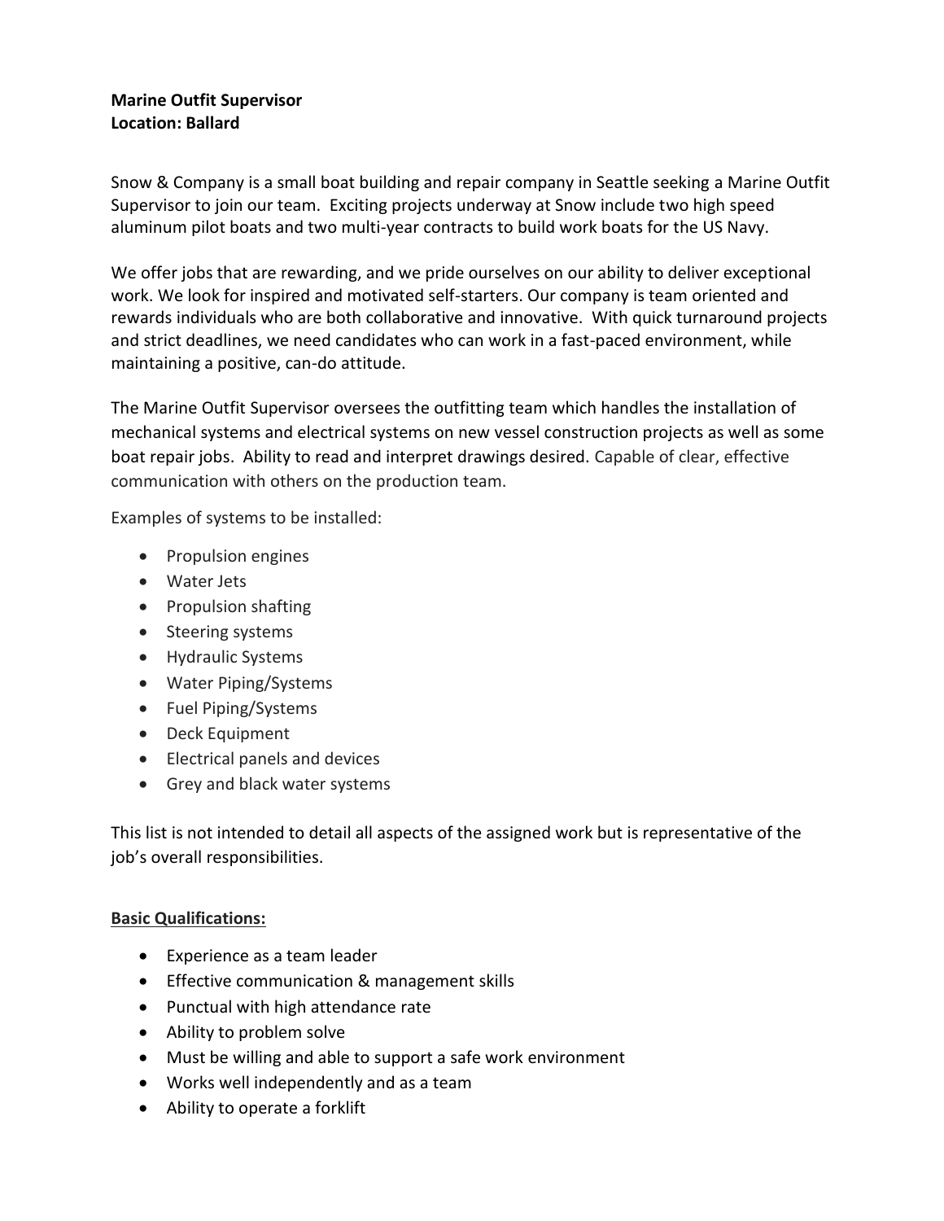**Marine Outfit Supervisor**
**Location: Ballard**

Snow & Company is a small boat building and repair company in Seattle seeking a Marine Outfit Supervisor to join our team. Exciting projects underway at Snow include two high speed aluminum pilot boats and two multi-year contracts to build work boats for the US Navy.

We offer jobs that are rewarding, and we pride ourselves on our ability to deliver exceptional work. We look for inspired and motivated self-starters. Our company is team oriented and rewards individuals who are both collaborative and innovative. With quick turnaround projects and strict deadlines, we need candidates who can work in a fast-paced environment, while maintaining a positive, can-do attitude.

The Marine Outfit Supervisor oversees the outfitting team which handles the installation of mechanical systems and electrical systems on new vessel construction projects as well as some boat repair jobs. Ability to read and interpret drawings desired. Capable of clear, effective communication with others on the production team.

Examples of systems to be installed:

- Propulsion engines
- Water Jets
- Propulsion shafting
- Steering systems
- Hydraulic Systems
- Water Piping/Systems
- Fuel Piping/Systems
- Deck Equipment
- Electrical panels and devices
- Grey and black water systems

This list is not intended to detail all aspects of the assigned work but is representative of the job's overall responsibilities.

**Basic Qualifications:**

- Experience as a team leader
- Effective communication & management skills
- Punctual with high attendance rate
- Ability to problem solve
- Must be willing and able to support a safe work environment
- Works well independently and as a team
- Ability to operate a forklift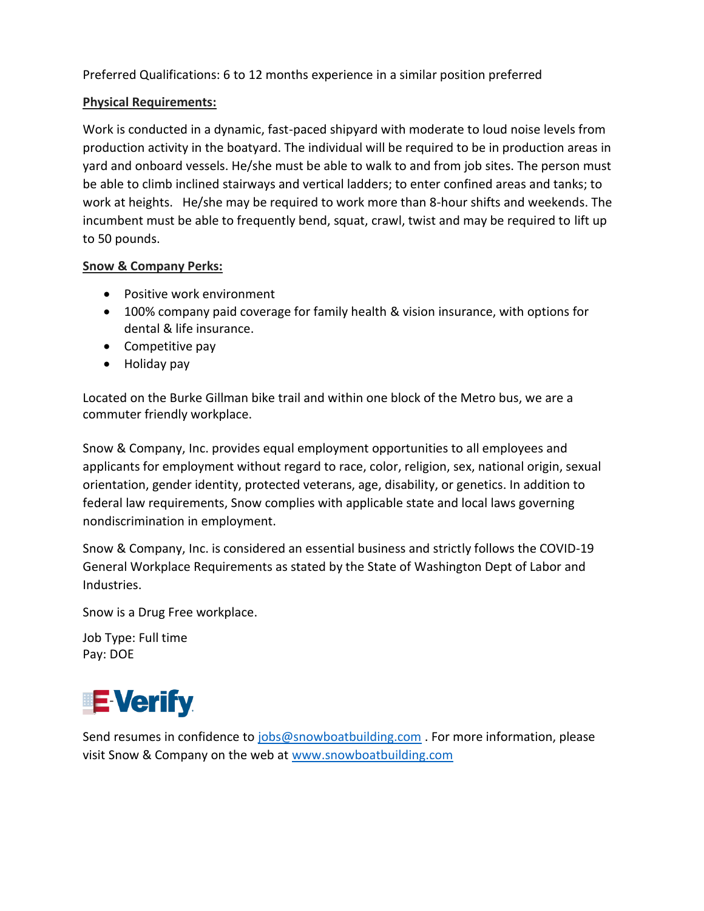Preferred Qualifications: 6 to 12 months experience in a similar position preferred

**Physical Requirements:**

Work is conducted in a dynamic, fast-paced shipyard with moderate to loud noise levels from production activity in the boatyard. The individual will be required to be in production areas in yard and onboard vessels. He/she must be able to walk to and from job sites. The person must be able to climb inclined stairways and vertical ladders; to enter confined areas and tanks; to work at heights. He/she may be required to work more than 8-hour shifts and weekends. The incumbent must be able to frequently bend, squat, crawl, twist and may be required to lift up to 50 pounds.

**Snow & Company Perks:**

- Positive work environment
- 100% company paid coverage for family health & vision insurance, with options for dental & life insurance.
- Competitive pay
- Holiday pay

Located on the Burke Gillman bike trail and within one block of the Metro bus, we are a commuter friendly workplace.

Snow & Company, Inc. provides equal employment opportunities to all employees and applicants for employment without regard to race, color, religion, sex, national origin, sexual orientation, gender identity, protected veterans, age, disability, or genetics. In addition to federal law requirements, Snow complies with applicable state and local laws governing nondiscrimination in employment.

Snow & Company, Inc. is considered an essential business and strictly follows the COVID-19 General Workplace Requirements as stated by the State of Washington Dept of Labor and Industries.

Snow is a Drug Free workplace.

Job Type: Full time
Pay: DOE

E-Verify

Send resumes in confidence to jobs@snowboatbuilding.com . For more information, please visit Snow & Company on the web at www.snowboatbuilding.com